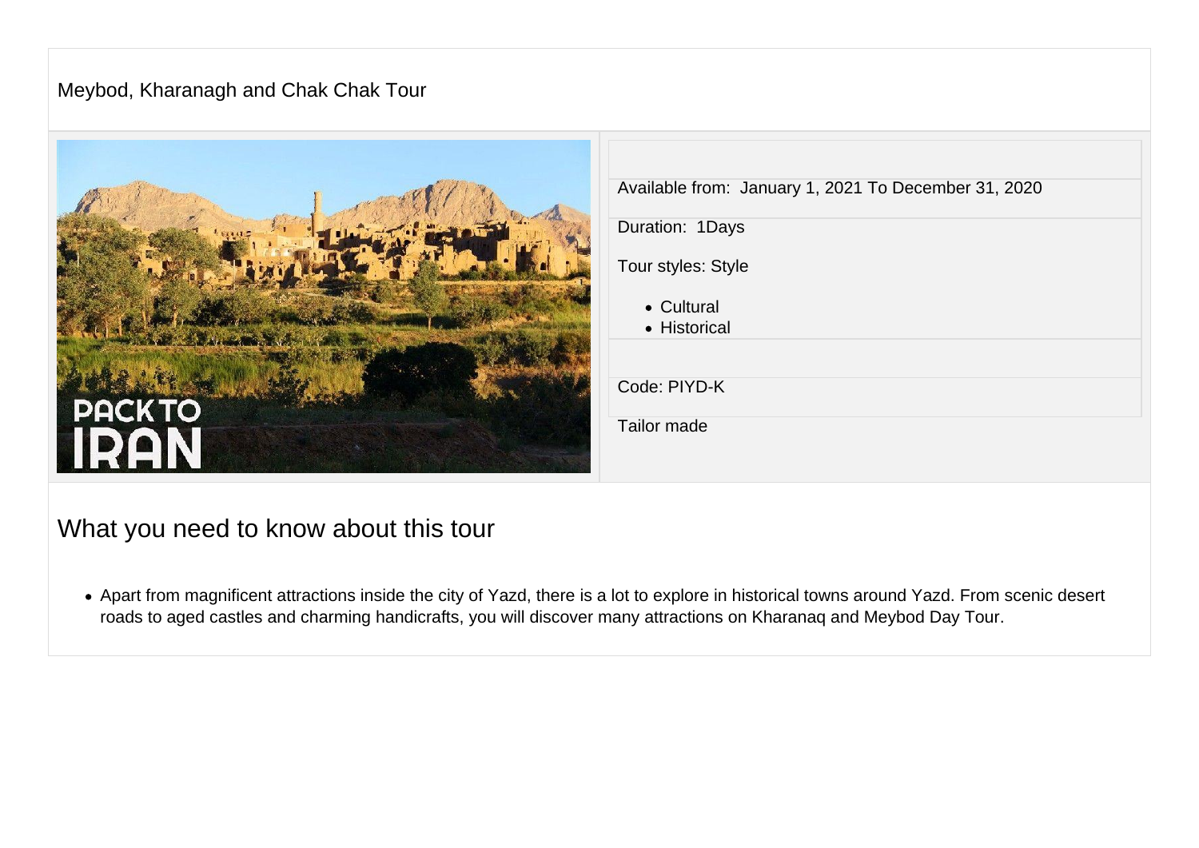# Meybod, Kharanagh and Chak Chak Tour

Available from: January 1, 2021 To December 31, 2020

Duration: 1Days

Tour styles: Style

- Cultural
- Historical

Code: PIYD-K

Tailor made

## What you need to know about this tour

- Apart from magnificent attractions inside the city of Yazd, there is a lot to explore in historical towns around Yazd. From scenic desert roads to aged castles and charming handicrafts, you will discover many attractions on Kharanaq and Meybod Day Tour.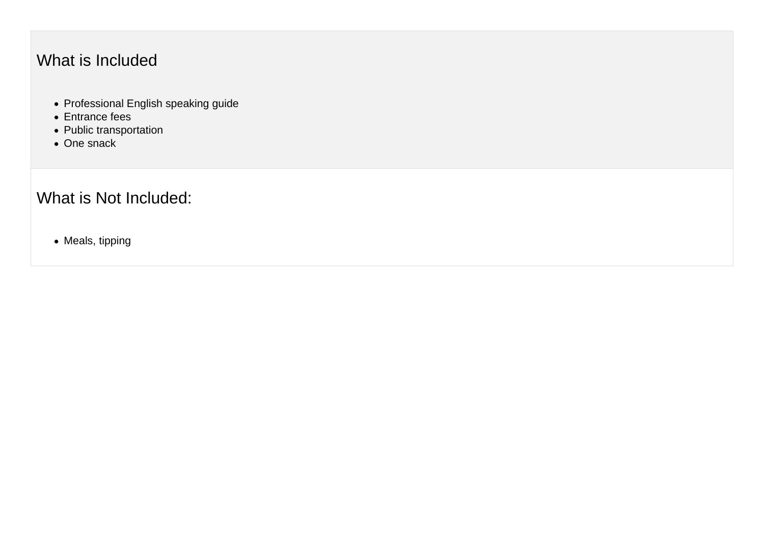## What is Included

- Professional English speaking guide
- Entrance fees
- Public transportation
- One snack

## What is Not Included:

- Meals, tipping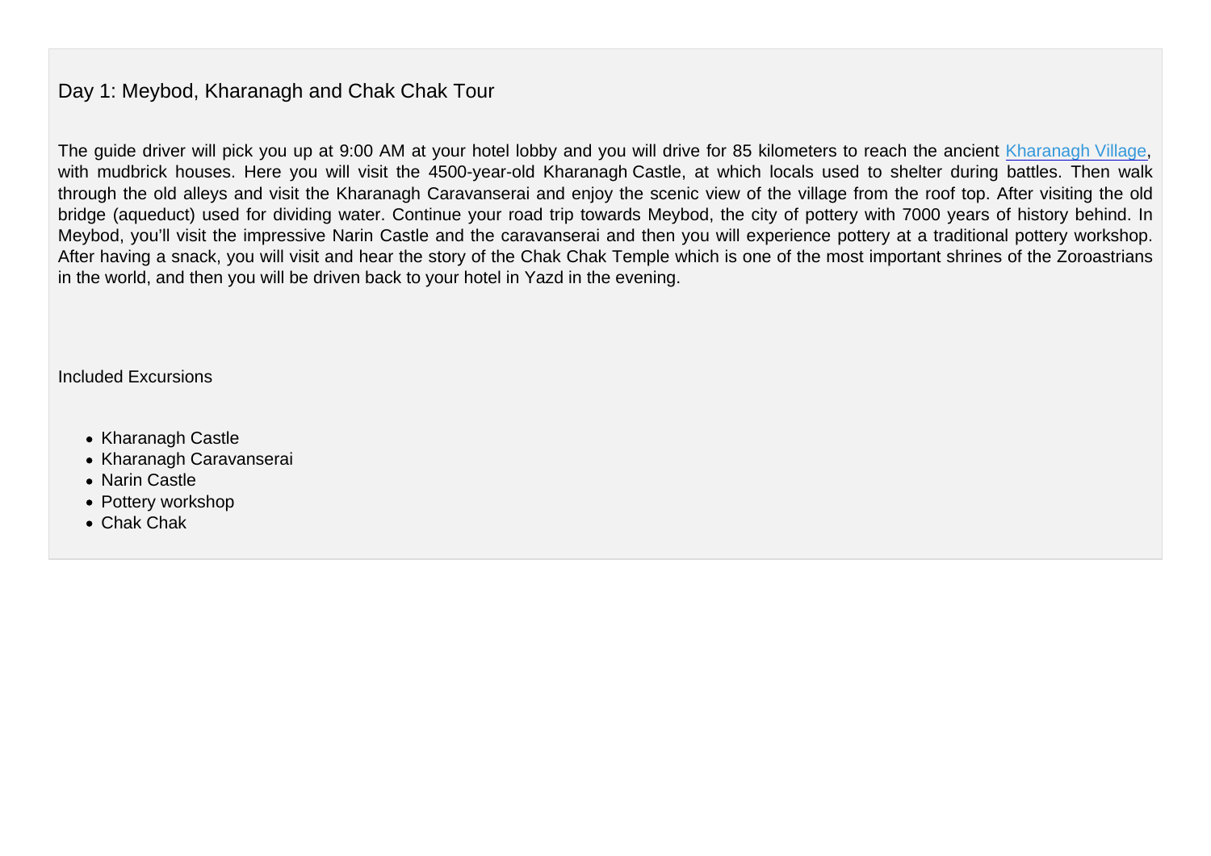## Day 1: Meybod, Kharanagh and Chak Chak Tour

The guide driver will pick you up at 9:00 AM at your hotel lobby and you will drive for 85 kilometers to reach the ancient Kharanagh Village, with mudbrick houses. Here you will visit the 4500-year-old Kharanagh Castle, at which locals used to shelter during battles. Then walk through the old alleys and visit the Kharanagh Caravanserai and enjoy the scenic view of the village from the roof top. After visiting the old bridge (aqueduct) used for dividing water. Continue your road trip towards Meybod, the city of pottery with 7000 years of history behind. In Meybod, you'll visit the impressive Narin Castle and the caravanserai and then you will experience pottery at a traditional pottery workshop. After having a snack, you will visit and hear the story of the Chak Chak Temple which is one of the most important shrines of the Zoroastrians in the world, and then you will be driven back to your hotel in Yazd in the evening.

Included Excursions

- Kharanagh Castle
- Kharanagh Caravanserai
- Narin Castle
- Pottery workshop
- Chak Chak